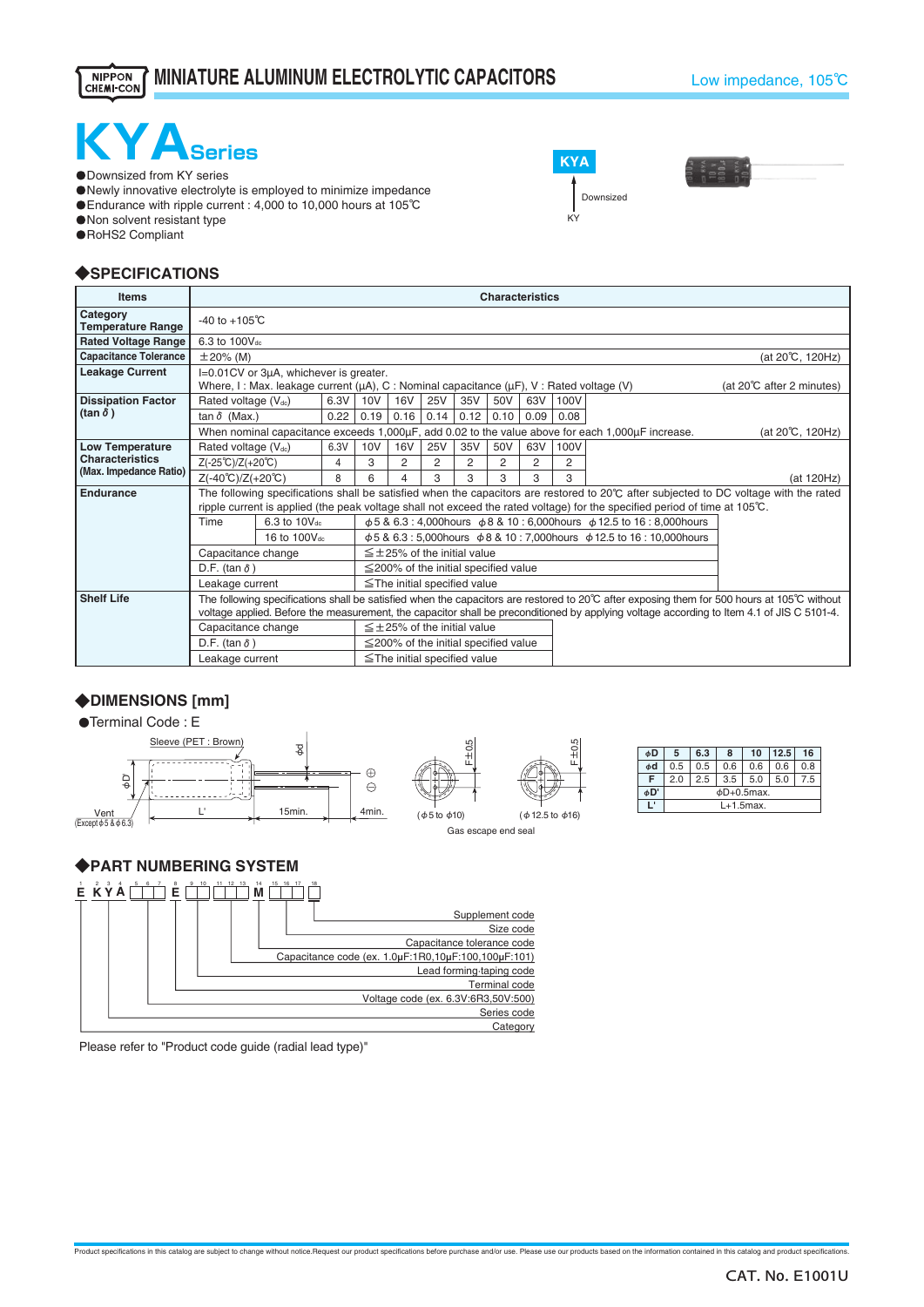# MINIATURE ALUMINUM ELECTROLYTIC CAPACITORS

Low impedance, 105℃

# KYA Series

- Downsized from KY series
- Newly innovative electrolyte is employed to minimize impedance
- Endurance with ripple current : 4,000 to 10,000 hours at 105℃
- Non solvent resistant type
- RoHS2 Compliant

KYA ← Downsized — KY

## ◆SPECIFICATIONS

| Items | Characteristics | | | | | | | | | |
|---|---|---|---|---|---|---|---|---|---|---|
| Category Temperature Range | -40 to +105℃ | | | | | | | | | |
| Rated Voltage Range | 6.3 to 100V$_{dc}$ | | | | | | | | | |
| Capacitance Tolerance | ±20% (M) (at 20℃, 120Hz) | | | | | | | | | |
| Leakage Current | I=0.01CV or 3μA, whichever is greater. Where, I : Max. leakage current (μA), C : Nominal capacitance (μF), V : Rated voltage (V) (at 20℃ after 2 minutes) | | | | | | | | | |
| Dissipation Factor (tan δ) | Rated voltage (V$_{dc}$) | 6.3V | 10V | 16V | 25V | 35V | 50V | 63V | 100V | |
| | tan δ (Max.) | 0.22 | 0.19 | 0.16 | 0.14 | 0.12 | 0.10 | 0.09 | 0.08 | |
| | When nominal capacitance exceeds 1,000μF, add 0.02 to the value above for each 1,000μF increase. (at 20℃, 120Hz) | | | | | | | | | |
| Low Temperature Characteristics (Max. Impedance Ratio) | Rated voltage (V$_{dc}$) | 6.3V | 10V | 16V | 25V | 35V | 50V | 63V | 100V | |
| | Z(-25℃)/Z(+20℃) | 4 | 3 | 2 | 2 | 2 | 2 | 2 | 2 | |
| | Z(-40℃)/Z(+20℃) | 8 | 6 | 4 | 3 | 3 | 3 | 3 | 3 | (at 120Hz) |
| Endurance | The following specifications shall be satisfied when the capacitors are restored to 20℃ after subjected to DC voltage with the rated ripple current is applied (the peak voltage shall not exceed the rated voltage) for the specified period of time at 105℃. | | | | | | | | | |
| | Time — 6.3 to 10V$_{dc}$ | ϕ5 & 6.3 : 4,000hours ϕ8 & 10 : 6,000hours ϕ12.5 to 16 : 8,000hours | | | | | | | | |
| | Time — 16 to 100V$_{dc}$ | ϕ5 & 6.3 : 5,000hours ϕ8 & 10 : 7,000hours ϕ12.5 to 16 : 10,000hours | | | | | | | | |
| | Capacitance change | ≦±25% of the initial value | | | | | | | | |
| | D.F. (tan δ) | ≦200% of the initial specified value | | | | | | | | |
| | Leakage current | ≦The initial specified value | | | | | | | | |
| Shelf Life | The following specifications shall be satisfied when the capacitors are restored to 20℃ after exposing them for 500 hours at 105℃ without voltage applied. Before the measurement, the capacitor shall be preconditioned by applying voltage according to Item 4.1 of JIS C 5101-4. | | | | | | | | | |
| | Capacitance change | ≦±25% of the initial value | | | | | | | | |
| | D.F. (tan δ) | ≦200% of the initial specified value | | | | | | | | |
| | Leakage current | ≦The initial specified value | | | | | | | | |

## ◆DIMENSIONS [mm]

- Terminal Code : E

Sleeve (PET : Brown), Vent (Except ϕ5 & ϕ6.3), ϕD', L', 15min., 4min., ϕd, F±0.5

(ϕ5 to ϕ10) (ϕ12.5 to ϕ16)

Gas escape end seal

| ϕD | 5 | 6.3 | 8 | 10 | 12.5 | 16 |
|---|---|---|---|---|---|---|
| ϕd | 0.5 | 0.5 | 0.6 | 0.6 | 0.6 | 0.8 |
| F | 2.0 | 2.5 | 3.5 | 5.0 | 5.0 | 7.5 |
| ϕD' | ϕD+0.5max. | | | | | |
| L' | L+1.5max. | | | | | |

## ◆PART NUMBERING SYSTEM

E K Y A □□□ E □□ □□□ M □□□ □

- Supplement code (18)
- Size code (15–17)
- Capacitance tolerance code (14)
- Capacitance code (ex. 1.0μF:1R0,10μF:100,100μF:101) (11–13)
- Lead forming·taping code (9–10)
- Terminal code (8)
- Voltage code (ex. 6.3V:6R3,50V:500) (5–7)
- Series code (2–4)
- Category (1)

Please refer to "Product code guide (radial lead type)"

Product specifications in this catalog are subject to change without notice.Request our product specifications before purchase and/or use. Please use our products based on the information contained in this catalog and product specifications.

CAT. No. E1001U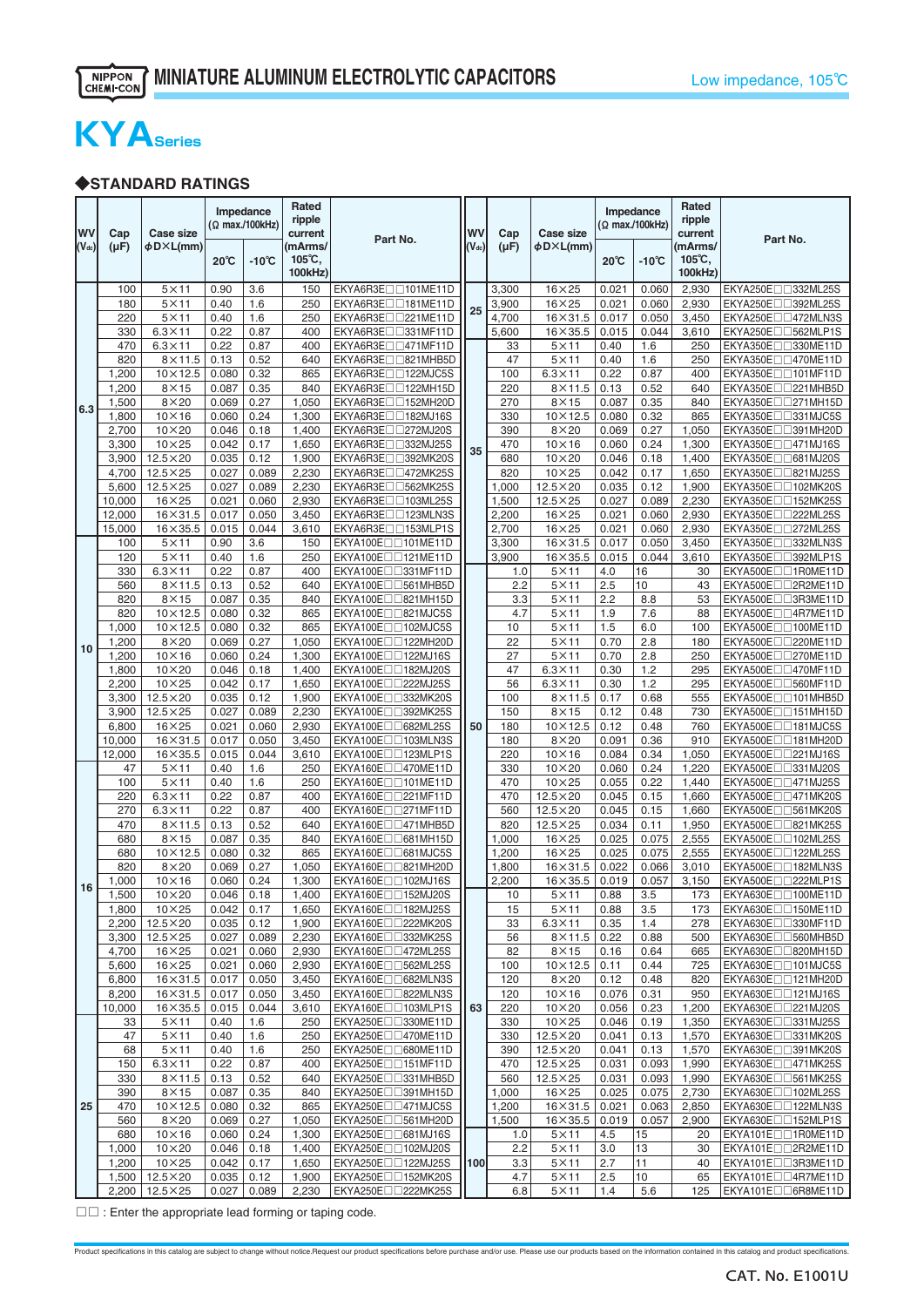MINIATURE ALUMINUM ELECTROLYTIC CAPACITORS

Low impedance, 105℃

# KYA Series

## ◆STANDARD RATINGS

| WV (Vdc) | Cap (µF) | Case size φD×L(mm) | Impedance (Ω max./100kHz) 20℃ | Impedance (Ω max./100kHz) -10℃ | Rated ripple current (mArms/105℃, 100kHz) | Part No. |
|---|---|---|---|---|---|---|
| 6.3 | 100 | 5×11 | 0.90 | 3.6 | 150 | EKYA6R3E□□101ME11D |
| | 180 | 5×11 | 0.40 | 1.6 | 250 | EKYA6R3E□□181ME11D |
| | 220 | 5×11 | 0.40 | 1.6 | 250 | EKYA6R3E□□221ME11D |
| | 330 | 6.3×11 | 0.22 | 0.87 | 400 | EKYA6R3E□□331MF11D |
| | 470 | 6.3×11 | 0.22 | 0.87 | 400 | EKYA6R3E□□471MF11D |
| | 820 | 8×11.5 | 0.13 | 0.52 | 640 | EKYA6R3E□□821MHB5D |
| | 1,200 | 10×12.5 | 0.080 | 0.32 | 865 | EKYA6R3E□□122MJC5S |
| | 1,200 | 8×15 | 0.087 | 0.35 | 840 | EKYA6R3E□□122MH15D |
| | 1,500 | 8×20 | 0.069 | 0.27 | 1,050 | EKYA6R3E□□152MH20D |
| | 1,800 | 10×16 | 0.060 | 0.24 | 1,300 | EKYA6R3E□□182MJ16S |
| | 2,700 | 10×20 | 0.046 | 0.18 | 1,400 | EKYA6R3E□□272MJ20S |
| | 3,300 | 10×25 | 0.042 | 0.17 | 1,650 | EKYA6R3E□□332MJ25S |
| | 3,900 | 12.5×20 | 0.035 | 0.12 | 1,900 | EKYA6R3E□□392MK20S |
| | 4,700 | 12.5×25 | 0.027 | 0.089 | 2,230 | EKYA6R3E□□472MK25S |
| | 5,600 | 12.5×25 | 0.027 | 0.089 | 2,230 | EKYA6R3E□□562MK25S |
| | 10,000 | 16×25 | 0.021 | 0.060 | 2,930 | EKYA6R3E□□103ML25S |
| | 12,000 | 16×31.5 | 0.017 | 0.050 | 3,450 | EKYA6R3E□□123MLN3S |
| | 15,000 | 16×35.5 | 0.015 | 0.044 | 3,610 | EKYA6R3E□□153MLP1S |
| 10 | 100 | 5×11 | 0.90 | 3.6 | 150 | EKYA100E□□101ME11D |
| | 120 | 5×11 | 0.40 | 1.6 | 250 | EKYA100E□□121ME11D |
| | 330 | 6.3×11 | 0.22 | 0.87 | 400 | EKYA100E□□331MF11D |
| | 560 | 8×11.5 | 0.13 | 0.52 | 640 | EKYA100E□□561MHB5D |
| | 820 | 8×15 | 0.087 | 0.35 | 840 | EKYA100E□□821MH15D |
| | 820 | 10×12.5 | 0.080 | 0.32 | 865 | EKYA100E□□821MJC5S |
| | 1,000 | 10×12.5 | 0.080 | 0.32 | 865 | EKYA100E□□102MJC5S |
| | 1,200 | 8×20 | 0.069 | 0.27 | 1,050 | EKYA100E□□122MH20D |
| | 1,200 | 10×16 | 0.060 | 0.24 | 1,300 | EKYA100E□□122MJ16S |
| | 1,800 | 10×20 | 0.046 | 0.18 | 1,400 | EKYA100E□□182MJ20S |
| | 2,200 | 10×25 | 0.042 | 0.17 | 1,650 | EKYA100E□□222MJ25S |
| | 3,300 | 12.5×20 | 0.035 | 0.12 | 1,900 | EKYA100E□□332MK20S |
| | 3,900 | 12.5×25 | 0.027 | 0.089 | 2,230 | EKYA100E□□392MK25S |
| | 6,800 | 16×25 | 0.021 | 0.060 | 2,930 | EKYA100E□□682ML25S |
| | 10,000 | 16×31.5 | 0.017 | 0.050 | 3,450 | EKYA100E□□103MLN3S |
| | 12,000 | 16×35.5 | 0.015 | 0.044 | 3,610 | EKYA100E□□123MLP1S |
| 16 | 47 | 5×11 | 0.40 | 1.6 | 250 | EKYA160E□□470ME11D |
| | 100 | 5×11 | 0.40 | 1.6 | 250 | EKYA160E□□101ME11D |
| | 220 | 6.3×11 | 0.22 | 0.87 | 400 | EKYA160E□□221MF11D |
| | 270 | 6.3×11 | 0.22 | 0.87 | 400 | EKYA160E□□271MF11D |
| | 470 | 8×11.5 | 0.13 | 0.52 | 640 | EKYA160E□□471MHB5D |
| | 680 | 8×15 | 0.087 | 0.35 | 840 | EKYA160E□□681MH15D |
| | 680 | 10×12.5 | 0.080 | 0.32 | 865 | EKYA160E□□681MJC5S |
| | 820 | 8×20 | 0.069 | 0.27 | 1,050 | EKYA160E□□821MH20D |
| | 1,000 | 10×16 | 0.060 | 0.24 | 1,300 | EKYA160E□□102MJ16S |
| | 1,500 | 10×20 | 0.046 | 0.18 | 1,400 | EKYA160E□□152MJ20S |
| | 1,800 | 10×25 | 0.042 | 0.17 | 1,650 | EKYA160E□□182MJ25S |
| | 2,200 | 12.5×20 | 0.035 | 0.12 | 1,900 | EKYA160E□□222MK20S |
| | 3,300 | 12.5×25 | 0.027 | 0.089 | 2,230 | EKYA160E□□332MK25S |
| | 4,700 | 16×25 | 0.021 | 0.060 | 2,930 | EKYA160E□□472ML25S |
| | 5,600 | 16×25 | 0.021 | 0.060 | 2,930 | EKYA160E□□562ML25S |
| | 6,800 | 16×31.5 | 0.017 | 0.050 | 3,450 | EKYA160E□□682MLN3S |
| | 8,200 | 16×31.5 | 0.017 | 0.050 | 3,450 | EKYA160E□□822MLN3S |
| | 10,000 | 16×35.5 | 0.015 | 0.044 | 3,610 | EKYA160E□□103MLP1S |
| 25 | 33 | 5×11 | 0.40 | 1.6 | 250 | EKYA250E□□330ME11D |
| | 47 | 5×11 | 0.40 | 1.6 | 250 | EKYA250E□□470ME11D |
| | 68 | 5×11 | 0.40 | 1.6 | 250 | EKYA250E□□680ME11D |
| | 150 | 6.3×11 | 0.22 | 0.87 | 400 | EKYA250E□□151MF11D |
| | 330 | 8×11.5 | 0.13 | 0.52 | 640 | EKYA250E□□331MHB5D |
| | 390 | 8×15 | 0.087 | 0.35 | 840 | EKYA250E□□391MH15D |
| | 470 | 10×12.5 | 0.080 | 0.32 | 865 | EKYA250E□□471MJC5S |
| | 560 | 8×20 | 0.069 | 0.27 | 1,050 | EKYA250E□□561MH20D |
| | 680 | 10×16 | 0.060 | 0.24 | 1,300 | EKYA250E□□681MJ16S |
| | 1,000 | 10×20 | 0.046 | 0.18 | 1,400 | EKYA250E□□102MJ20S |
| | 1,200 | 10×25 | 0.042 | 0.17 | 1,650 | EKYA250E□□122MJ25S |
| | 1,500 | 12.5×20 | 0.035 | 0.12 | 1,900 | EKYA250E□□152MK20S |
| | 2,200 | 12.5×25 | 0.027 | 0.089 | 2,230 | EKYA250E□□222MK25S |
| 25 | 3,300 | 16×25 | 0.021 | 0.060 | 2,930 | EKYA250E□□332ML25S |
| | 3,900 | 16×25 | 0.021 | 0.060 | 2,930 | EKYA250E□□392ML25S |
| | 4,700 | 16×31.5 | 0.017 | 0.050 | 3,450 | EKYA250E□□472MLN3S |
| | 5,600 | 16×35.5 | 0.015 | 0.044 | 3,610 | EKYA250E□□562MLP1S |
| 35 | 33 | 5×11 | 0.40 | 1.6 | 250 | EKYA350E□□330ME11D |
| | 47 | 5×11 | 0.40 | 1.6 | 250 | EKYA350E□□470ME11D |
| | 100 | 6.3×11 | 0.22 | 0.87 | 400 | EKYA350E□□101MF11D |
| | 220 | 8×11.5 | 0.13 | 0.52 | 640 | EKYA350E□□221MHB5D |
| | 270 | 8×15 | 0.087 | 0.35 | 840 | EKYA350E□□271MH15D |
| | 330 | 10×12.5 | 0.080 | 0.32 | 865 | EKYA350E□□331MJC5S |
| | 390 | 8×20 | 0.069 | 0.27 | 1,050 | EKYA350E□□391MH20D |
| | 470 | 10×16 | 0.060 | 0.24 | 1,300 | EKYA350E□□471MJ16S |
| | 680 | 10×20 | 0.046 | 0.18 | 1,400 | EKYA350E□□681MJ20S |
| | 820 | 10×25 | 0.042 | 0.17 | 1,650 | EKYA350E□□821MJ25S |
| | 1,000 | 12.5×20 | 0.035 | 0.12 | 1,900 | EKYA350E□□102MK20S |
| | 1,500 | 12.5×25 | 0.027 | 0.089 | 2,230 | EKYA350E□□152MK25S |
| | 2,200 | 16×25 | 0.021 | 0.060 | 2,930 | EKYA350E□□222ML25S |
| | 2,700 | 16×25 | 0.021 | 0.060 | 2,930 | EKYA350E□□272ML25S |
| | 3,300 | 16×31.5 | 0.017 | 0.050 | 3,450 | EKYA350E□□332MLN3S |
| | 3,900 | 16×35.5 | 0.015 | 0.044 | 3,610 | EKYA350E□□392MLP1S |
| 50 | 1.0 | 5×11 | 4.0 | 16 | 30 | EKYA500E□□1R0ME11D |
| | 2.2 | 5×11 | 2.5 | 10 | 43 | EKYA500E□□2R2ME11D |
| | 3.3 | 5×11 | 2.2 | 8.8 | 53 | EKYA500E□□3R3ME11D |
| | 4.7 | 5×11 | 1.9 | 7.6 | 88 | EKYA500E□□4R7ME11D |
| | 10 | 5×11 | 1.5 | 6.0 | 100 | EKYA500E□□100ME11D |
| | 22 | 5×11 | 0.70 | 2.8 | 180 | EKYA500E□□220ME11D |
| | 27 | 5×11 | 0.70 | 2.8 | 250 | EKYA500E□□270ME11D |
| | 47 | 6.3×11 | 0.30 | 1.2 | 295 | EKYA500E□□470MF11D |
| | 56 | 6.3×11 | 0.30 | 1.2 | 295 | EKYA500E□□560MF11D |
| | 100 | 8×11.5 | 0.17 | 0.68 | 555 | EKYA500E□□101MHB5D |
| | 150 | 8×15 | 0.12 | 0.48 | 730 | EKYA500E□□151MH15D |
| | 180 | 10×12.5 | 0.12 | 0.48 | 760 | EKYA500E□□181MJC5S |
| | 180 | 8×20 | 0.091 | 0.36 | 910 | EKYA500E□□181MH20D |
| | 220 | 10×16 | 0.084 | 0.34 | 1,050 | EKYA500E□□221MJ16S |
| | 330 | 10×20 | 0.060 | 0.24 | 1,220 | EKYA500E□□331MJ20S |
| | 470 | 10×25 | 0.055 | 0.22 | 1,440 | EKYA500E□□471MJ25S |
| | 470 | 12.5×20 | 0.045 | 0.15 | 1,660 | EKYA500E□□471MK20S |
| | 560 | 12.5×20 | 0.045 | 0.15 | 1,660 | EKYA500E□□561MK20S |
| | 820 | 12.5×25 | 0.034 | 0.11 | 1,950 | EKYA500E□□821MK25S |
| | 1,000 | 16×25 | 0.025 | 0.075 | 2,555 | EKYA500E□□102ML25S |
| | 1,200 | 16×25 | 0.025 | 0.075 | 2,555 | EKYA500E□□122ML25S |
| | 1,800 | 16×31.5 | 0.022 | 0.066 | 3,010 | EKYA500E□□182MLN3S |
| | 2,200 | 16×35.5 | 0.019 | 0.057 | 3,150 | EKYA500E□□222MLP1S |
| 63 | 10 | 5×11 | 0.88 | 3.5 | 173 | EKYA630E□□100ME11D |
| | 15 | 5×11 | 0.88 | 3.5 | 173 | EKYA630E□□150ME11D |
| | 33 | 6.3×11 | 0.35 | 1.4 | 278 | EKYA630E□□330MF11D |
| | 56 | 8×11.5 | 0.22 | 0.88 | 500 | EKYA630E□□560MHB5D |
| | 82 | 8×15 | 0.16 | 0.64 | 665 | EKYA630E□□820MH15D |
| | 100 | 10×12.5 | 0.11 | 0.44 | 725 | EKYA630E□□101MJC5S |
| | 120 | 8×20 | 0.12 | 0.48 | 820 | EKYA630E□□121MH20D |
| | 120 | 10×16 | 0.076 | 0.31 | 950 | EKYA630E□□121MJ16S |
| | 220 | 10×20 | 0.056 | 0.23 | 1,200 | EKYA630E□□221MJ20S |
| | 330 | 10×25 | 0.046 | 0.19 | 1,350 | EKYA630E□□331MJ25S |
| | 330 | 12.5×20 | 0.041 | 0.13 | 1,570 | EKYA630E□□331MK20S |
| | 390 | 12.5×20 | 0.041 | 0.13 | 1,570 | EKYA630E□□391MK20S |
| | 470 | 12.5×25 | 0.031 | 0.093 | 1,990 | EKYA630E□□471MK25S |
| | 560 | 12.5×25 | 0.031 | 0.093 | 1,990 | EKYA630E□□561MK25S |
| | 1,000 | 16×25 | 0.025 | 0.075 | 2,730 | EKYA630E□□102ML25S |
| | 1,200 | 16×31.5 | 0.021 | 0.063 | 2,850 | EKYA630E□□122MLN3S |
| | 1,500 | 16×35.5 | 0.019 | 0.057 | 2,900 | EKYA630E□□152MLP1S |
| 100 | 1.0 | 5×11 | 4.5 | 15 | 20 | EKYA101E□□1R0ME11D |
| | 2.2 | 5×11 | 3.0 | 13 | 30 | EKYA101E□□2R2ME11D |
| | 3.3 | 5×11 | 2.7 | 11 | 40 | EKYA101E□□3R3ME11D |
| | 4.7 | 5×11 | 2.5 | 10 | 65 | EKYA101E□□4R7ME11D |
| | 6.8 | 5×11 | 1.4 | 5.6 | 125 | EKYA101E□□6R8ME11D |

□□ : Enter the appropriate lead forming or taping code.

Product specifications in this catalog are subject to change without notice.Request our product specifications before purchase and/or use. Please use our products based on the information contained in this catalog and product specifications.

CAT. No. E1001U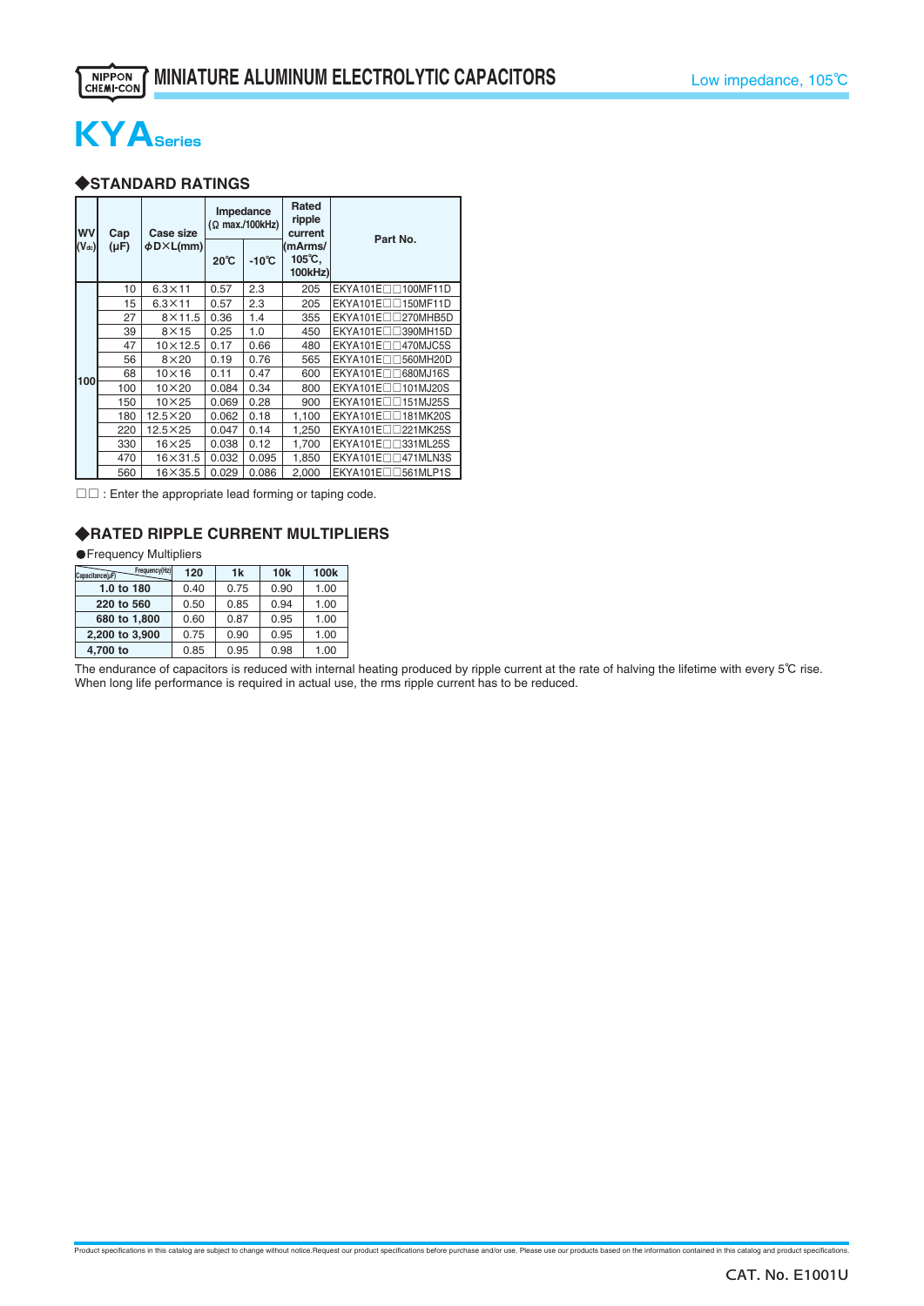# KYA Series

MINIATURE ALUMINUM ELECTROLYTIC CAPACITORS — Low impedance, 105℃

## ◆STANDARD RATINGS

| WV (Vdc) | Cap (µF) | Case size ϕD×L(mm) | Impedance (Ω max./100kHz) 20℃ | Impedance (Ω max./100kHz) -10℃ | Rated ripple current (mArms/ 105℃, 100kHz) | Part No. |
|---|---|---|---|---|---|---|
| 100 | 10 | 6.3×11 | 0.57 | 2.3 | 205 | EKYA101E□□100MF11D |
| | 15 | 6.3×11 | 0.57 | 2.3 | 205 | EKYA101E□□150MF11D |
| | 27 | 8×11.5 | 0.36 | 1.4 | 355 | EKYA101E□□270MHB5D |
| | 39 | 8×15 | 0.25 | 1.0 | 450 | EKYA101E□□390MH15D |
| | 47 | 10×12.5 | 0.17 | 0.66 | 480 | EKYA101E□□470MJC5S |
| | 56 | 8×20 | 0.19 | 0.76 | 565 | EKYA101E□□560MH20D |
| | 68 | 10×16 | 0.11 | 0.47 | 600 | EKYA101E□□680MJ16S |
| | 100 | 10×20 | 0.084 | 0.34 | 800 | EKYA101E□□101MJ20S |
| | 150 | 10×25 | 0.069 | 0.28 | 900 | EKYA101E□□151MJ25S |
| | 180 | 12.5×20 | 0.062 | 0.18 | 1,100 | EKYA101E□□181MK20S |
| | 220 | 12.5×25 | 0.047 | 0.14 | 1,250 | EKYA101E□□221MK25S |
| | 330 | 16×25 | 0.038 | 0.12 | 1,700 | EKYA101E□□331ML25S |
| | 470 | 16×31.5 | 0.032 | 0.095 | 1,850 | EKYA101E□□471MLN3S |
| | 560 | 16×35.5 | 0.029 | 0.086 | 2,000 | EKYA101E□□561MLP1S |

□□ : Enter the appropriate lead forming or taping code.

## ◆RATED RIPPLE CURRENT MULTIPLIERS

●Frequency Multipliers

| Capacitance(µF) \ Frequency(Hz) | 120 | 1k | 10k | 100k |
|---|---|---|---|---|
| **1.0 to 180** | 0.40 | 0.75 | 0.90 | 1.00 |
| **220 to 560** | 0.50 | 0.85 | 0.94 | 1.00 |
| **680 to 1,800** | 0.60 | 0.87 | 0.95 | 1.00 |
| **2,200 to 3,900** | 0.75 | 0.90 | 0.95 | 1.00 |
| **4,700 to** | 0.85 | 0.95 | 0.98 | 1.00 |

The endurance of capacitors is reduced with internal heating produced by ripple current at the rate of halving the lifetime with every 5℃ rise. When long life performance is required in actual use, the rms ripple current has to be reduced.

Product specifications in this catalog are subject to change without notice.Request our product specifications before purchase and/or use. Please use our products based on the information contained in this catalog and product specifications.

CAT. No. E1001U